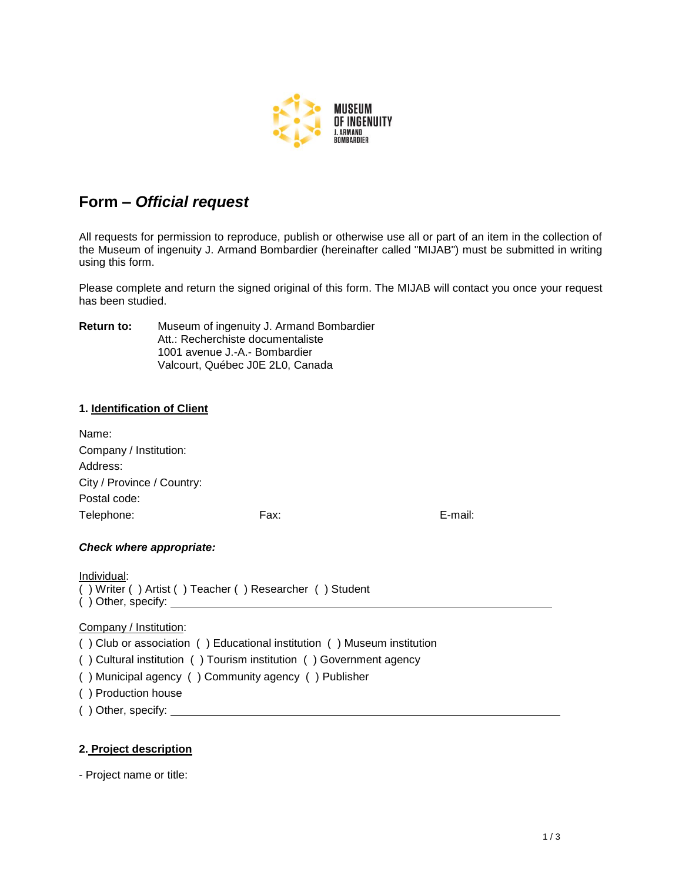# Form – *Official request*

All requests for permission to reproduce, publish or otherwise use all or part of an item in the collection of the Museum of ingenuity J. Armand Bombardier (hereinafter called "MIJAB") must be submitted in writing using this form.

Please complete and return the signed original of this form. The MIJAB will contact you once your request has been studied.

**Return to:** Museum of ingenuity J. Armand Bombardier
Att.: Recherchiste documentaliste
1001 avenue J.-A.- Bombardier
Valcourt, Québec J0E 2L0, Canada

### 1. Identification of Client

Name:

Company / Institution:

Address:

City / Province / Country:

Postal code:

Telephone: Fax: E-mail:

***Check where appropriate:***

Individual:
( ) Writer ( ) Artist ( ) Teacher ( ) Researcher ( ) Student
( ) Other, specify: ____________________

Company / Institution:
( ) Club or association ( ) Educational institution ( ) Museum institution
( ) Cultural institution ( ) Tourism institution ( ) Government agency
( ) Municipal agency ( ) Community agency ( ) Publisher
( ) Production house
( ) Other, specify: ____________________

### 2. Project description

- Project name or title: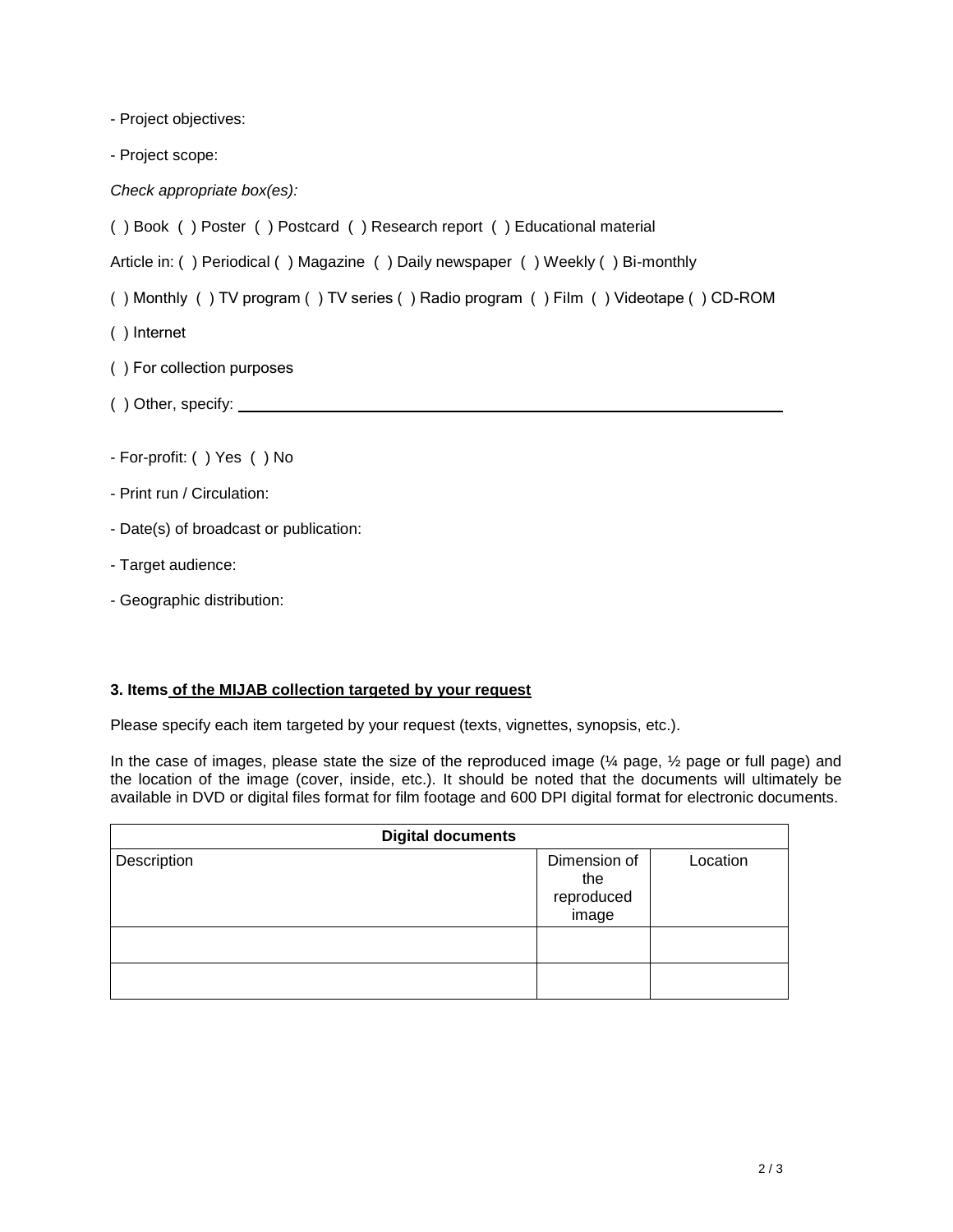- Project objectives:

- Project scope:

*Check appropriate box(es):*

( ) Book ( ) Poster ( ) Postcard ( ) Research report ( ) Educational material

Article in: ( ) Periodical ( ) Magazine ( ) Daily newspaper ( ) Weekly ( ) Bi-monthly

( ) Monthly ( ) TV program ( ) TV series ( ) Radio program ( ) Film ( ) Videotape ( ) CD-ROM

( ) Internet

( ) For collection purposes

( ) Other, specify: \_\_\_\_\_\_\_\_\_\_\_\_\_\_\_\_\_\_\_\_\_\_\_\_\_\_\_\_\_\_\_\_\_\_\_\_\_\_\_\_\_\_\_\_\_\_\_\_

- For-profit: ( ) Yes ( ) No

- Print run / Circulation:

- Date(s) of broadcast or publication:

- Target audience:

- Geographic distribution:

### 3. Items of the MIJAB collection targeted by your request

Please specify each item targeted by your request (texts, vignettes, synopsis, etc.).

In the case of images, please state the size of the reproduced image (¼ page, ½ page or full page) and the location of the image (cover, inside, etc.). It should be noted that the documents will ultimately be available in DVD or digital files format for film footage and 600 DPI digital format for electronic documents.

| Digital documents | | |
|---|---|---|
| Description | Dimension of the reproduced image | Location |
| | | |
| | | |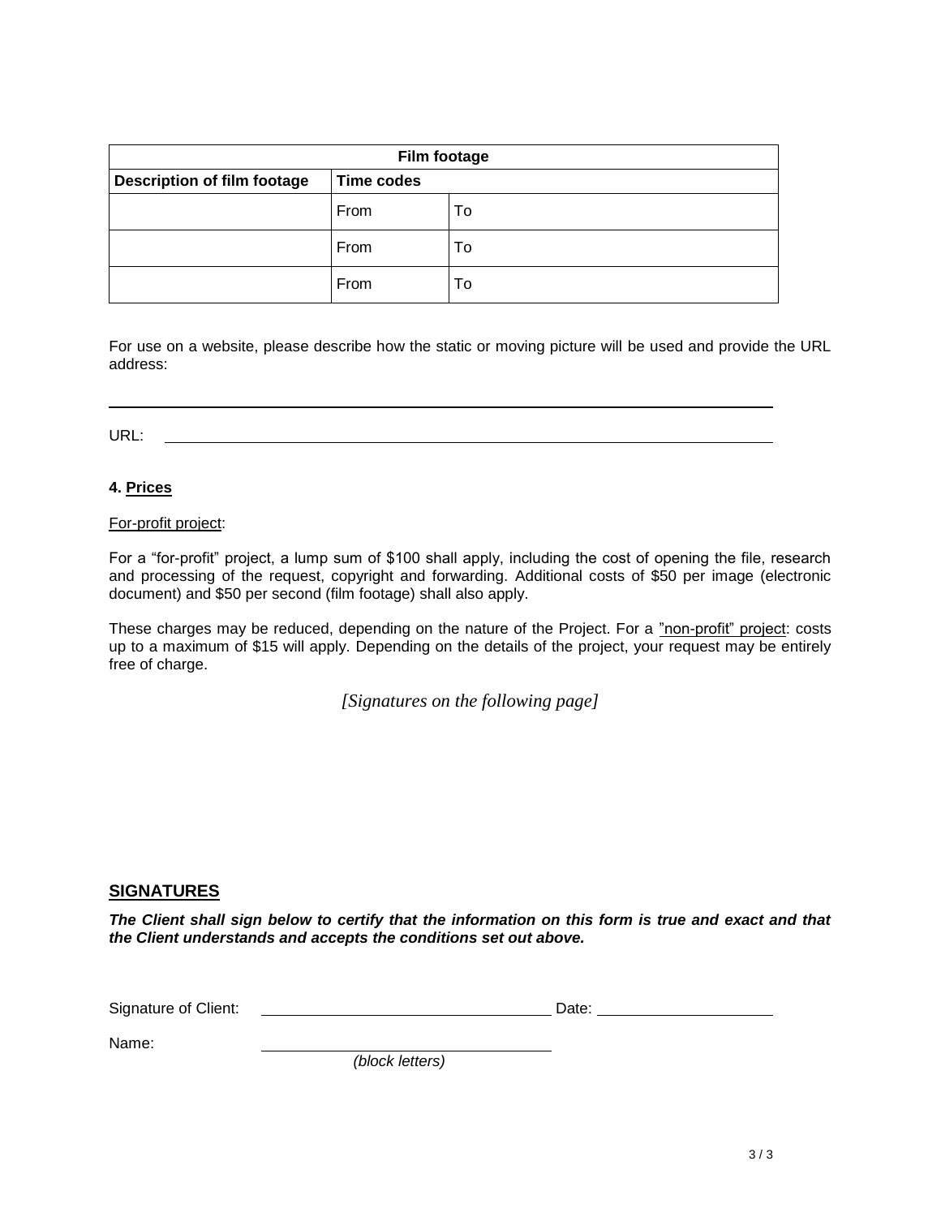| Film footage | | |
| --- | --- | --- |
| **Description of film footage** | **Time codes** | |
| | From | To |
| | From | To |
| | From | To |

For use on a website, please describe how the static or moving picture will be used and provide the URL address:

______________________________________________________________________________

URL: ______________________________________________________________________

**4. Prices**

For-profit project:

For a “for-profit” project, a lump sum of $100 shall apply, including the cost of opening the file, research and processing of the request, copyright and forwarding. Additional costs of $50 per image (electronic document) and $50 per second (film footage) shall also apply.

These charges may be reduced, depending on the nature of the Project. For a ”non-profit” project: costs up to a maximum of $15 will apply. Depending on the details of the project, your request may be entirely free of charge.

*[Signatures on the following page]*

## SIGNATURES

***The Client shall sign below to certify that the information on this form is true and exact and that the Client understands and accepts the conditions set out above.***

Signature of Client: ___________________________________ Date: ____________________

Name: ___________________________________
*(block letters)*